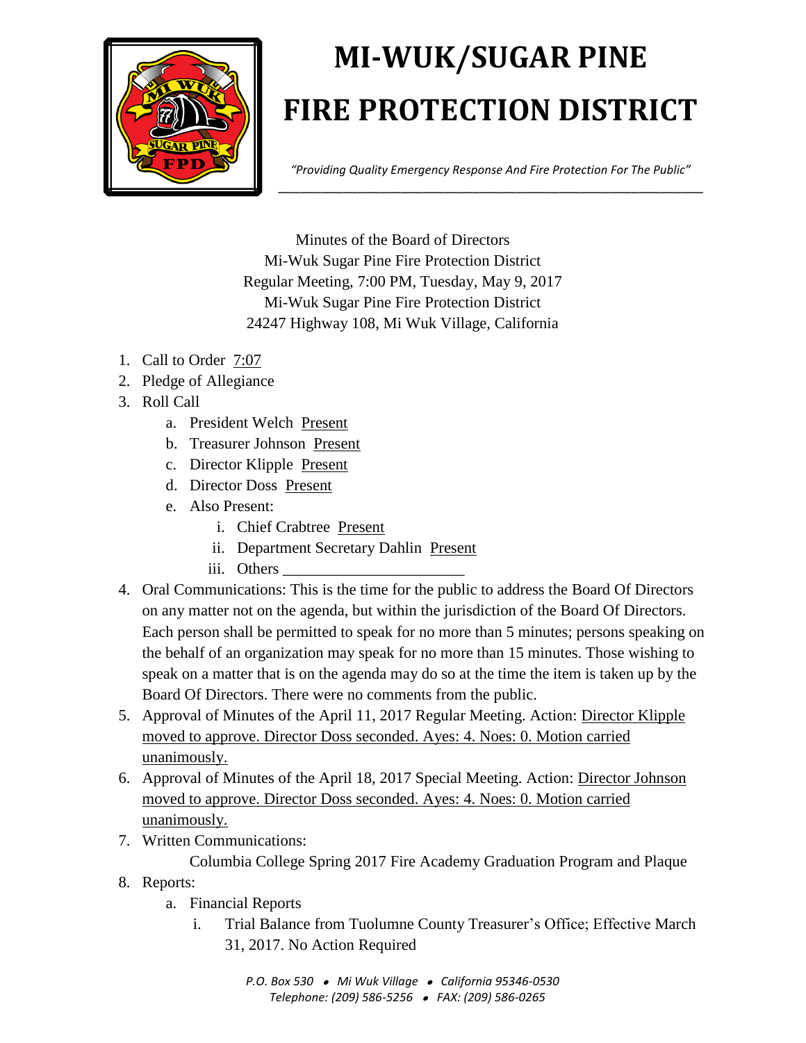# MI-WUK/SUGAR PINE FIRE PROTECTION DISTRICT

*"Providing Quality Emergency Response And Fire Protection For The Public"*

Minutes of the Board of Directors
Mi-Wuk Sugar Pine Fire Protection District
Regular Meeting, 7:00 PM, Tuesday, May 9, 2017
Mi-Wuk Sugar Pine Fire Protection District
24247 Highway 108, Mi Wuk Village, California

1. Call to Order 7:07
2. Pledge of Allegiance
3. Roll Call
    a. President Welch Present
    b. Treasurer Johnson Present
    c. Director Klipple Present
    d. Director Doss Present
    e. Also Present:
        i. Chief Crabtree Present
        ii. Department Secretary Dahlin Present
        iii. Others \_\_\_\_\_\_\_\_\_\_\_\_\_\_\_\_\_\_\_\_\_\_\_
4. Oral Communications: This is the time for the public to address the Board Of Directors on any matter not on the agenda, but within the jurisdiction of the Board Of Directors. Each person shall be permitted to speak for no more than 5 minutes; persons speaking on the behalf of an organization may speak for no more than 15 minutes. Those wishing to speak on a matter that is on the agenda may do so at the time the item is taken up by the Board Of Directors. There were no comments from the public.
5. Approval of Minutes of the April 11, 2017 Regular Meeting. Action: Director Klipple moved to approve. Director Doss seconded. Ayes: 4. Noes: 0. Motion carried unanimously.
6. Approval of Minutes of the April 18, 2017 Special Meeting. Action: Director Johnson moved to approve. Director Doss seconded. Ayes: 4. Noes: 0. Motion carried unanimously.
7. Written Communications:
    Columbia College Spring 2017 Fire Academy Graduation Program and Plaque
8. Reports:
    a. Financial Reports
        i. Trial Balance from Tuolumne County Treasurer's Office; Effective March 31, 2017. No Action Required

*P.O. Box 530 • Mi Wuk Village • California 95346-0530*
*Telephone: (209) 586-5256 • FAX: (209) 586-0265*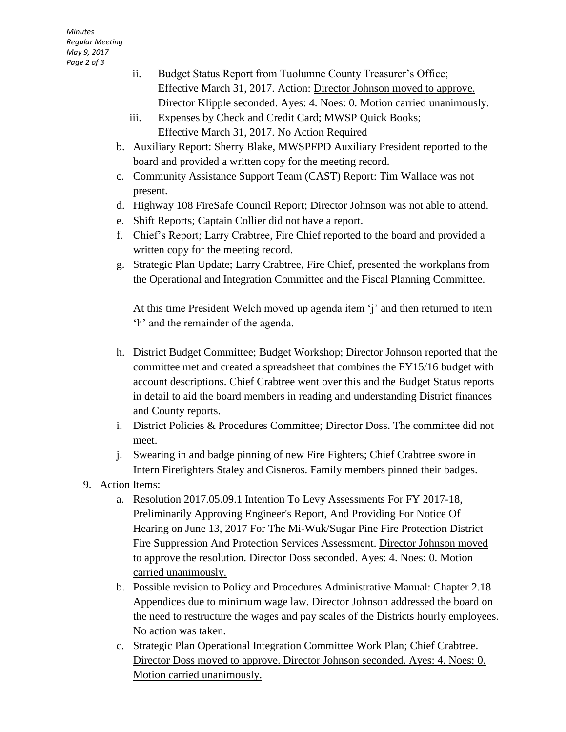- ii. Budget Status Report from Tuolumne County Treasurer's Office; Effective March 31, 2017. Action: Director Johnson moved to approve. Director Klipple seconded. Ayes: 4. Noes: 0. Motion carried unanimously.
   - iii. Expenses by Check and Credit Card; MWSP Quick Books; Effective March 31, 2017. No Action Required

   b. Auxiliary Report: Sherry Blake, MWSPFPD Auxiliary President reported to the board and provided a written copy for the meeting record.

   c. Community Assistance Support Team (CAST) Report: Tim Wallace was not present.

   d. Highway 108 FireSafe Council Report; Director Johnson was not able to attend.

   e. Shift Reports; Captain Collier did not have a report.

   f. Chief's Report; Larry Crabtree, Fire Chief reported to the board and provided a written copy for the meeting record.

   g. Strategic Plan Update; Larry Crabtree, Fire Chief, presented the workplans from the Operational and Integration Committee and the Fiscal Planning Committee.

   At this time President Welch moved up agenda item 'j' and then returned to item 'h' and the remainder of the agenda.

   h. District Budget Committee; Budget Workshop; Director Johnson reported that the committee met and created a spreadsheet that combines the FY15/16 budget with account descriptions. Chief Crabtree went over this and the Budget Status reports in detail to aid the board members in reading and understanding District finances and County reports.

   i. District Policies & Procedures Committee; Director Doss. The committee did not meet.

   j. Swearing in and badge pinning of new Fire Fighters; Chief Crabtree swore in Intern Firefighters Staley and Cisneros. Family members pinned their badges.

9. Action Items:

   a. Resolution 2017.05.09.1 Intention To Levy Assessments For FY 2017-18, Preliminarily Approving Engineer's Report, And Providing For Notice Of Hearing on June 13, 2017 For The Mi-Wuk/Sugar Pine Fire Protection District Fire Suppression And Protection Services Assessment. Director Johnson moved to approve the resolution. Director Doss seconded. Ayes: 4. Noes: 0. Motion carried unanimously.

   b. Possible revision to Policy and Procedures Administrative Manual: Chapter 2.18 Appendices due to minimum wage law. Director Johnson addressed the board on the need to restructure the wages and pay scales of the Districts hourly employees. No action was taken.

   c. Strategic Plan Operational Integration Committee Work Plan; Chief Crabtree. Director Doss moved to approve. Director Johnson seconded. Ayes: 4. Noes: 0. Motion carried unanimously.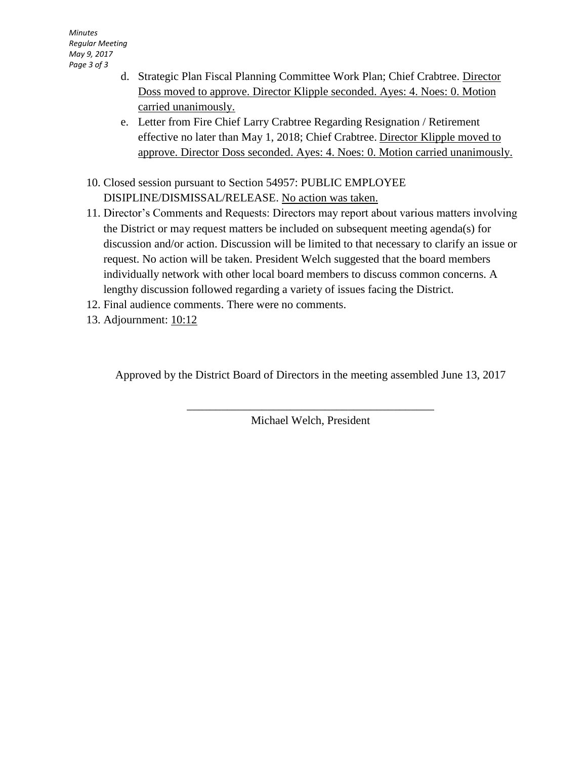d. Strategic Plan Fiscal Planning Committee Work Plan; Chief Crabtree. Director Doss moved to approve. Director Klipple seconded. Ayes: 4. Noes: 0. Motion carried unanimously.

e. Letter from Fire Chief Larry Crabtree Regarding Resignation / Retirement effective no later than May 1, 2018; Chief Crabtree. Director Klipple moved to approve. Director Doss seconded. Ayes: 4. Noes: 0. Motion carried unanimously.

10. Closed session pursuant to Section 54957: PUBLIC EMPLOYEE DISIPLINE/DISMISSAL/RELEASE. No action was taken.
11. Director's Comments and Requests: Directors may report about various matters involving the District or may request matters be included on subsequent meeting agenda(s) for discussion and/or action. Discussion will be limited to that necessary to clarify an issue or request. No action will be taken. President Welch suggested that the board members individually network with other local board members to discuss common concerns. A lengthy discussion followed regarding a variety of issues facing the District.
12. Final audience comments. There were no comments.
13. Adjournment: 10:12

Approved by the District Board of Directors in the meeting assembled June 13, 2017

\_\_\_\_\_\_\_\_\_\_\_\_\_\_\_\_\_\_\_\_\_\_\_\_\_\_\_\_\_\_\_\_\_\_\_\_\_\_\_\_\_\_

Michael Welch, President